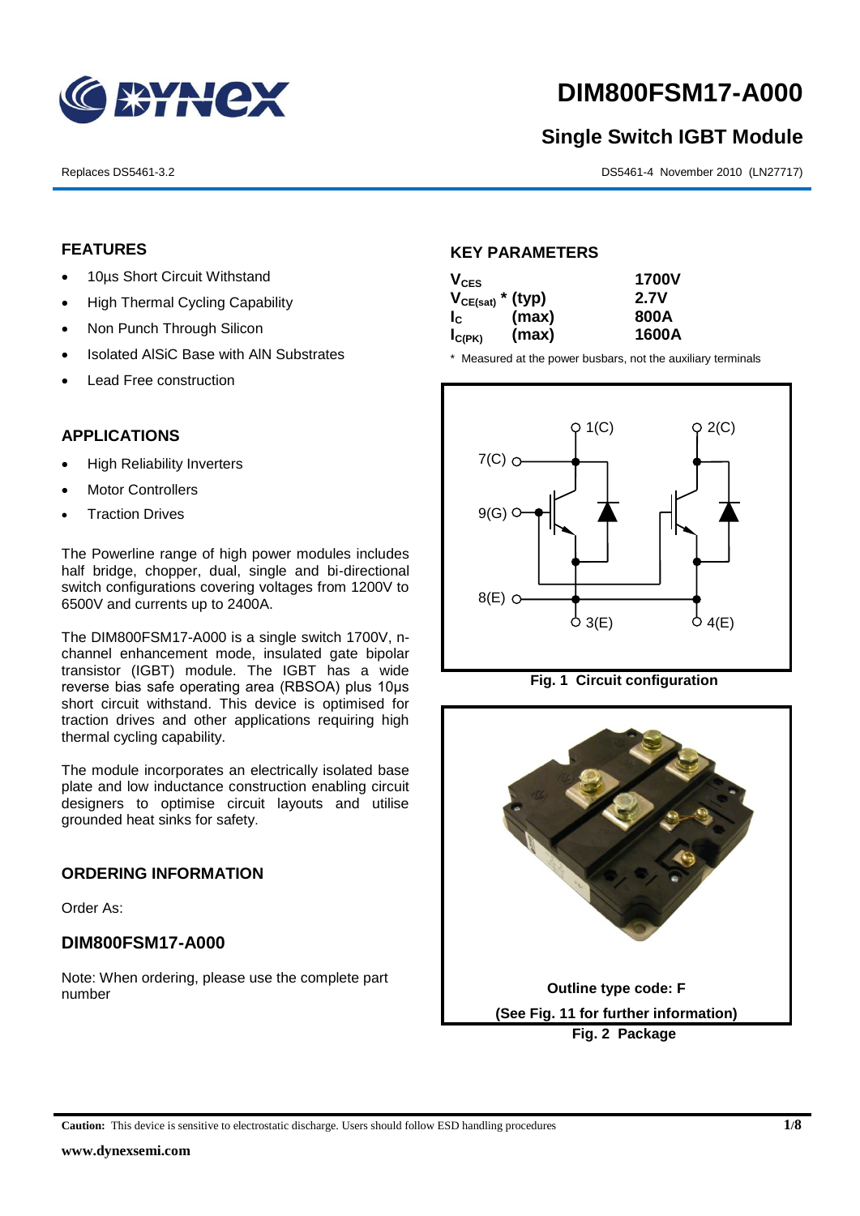# DIM800FSM17-A000

## Single Switch IGBT Module

Replaces DS5461-3.2

DS5461-4 November 2010 (LN27717)

### FEATURES

- 10µs Short Circuit Withstand
- High Thermal Cycling Capability
- Non Punch Through Silicon
- Isolated AlSiC Base with AlN Substrates
- Lead Free construction

### APPLICATIONS

- High Reliability Inverters
- Motor Controllers
- Traction Drives

The Powerline range of high power modules includes half bridge, chopper, dual, single and bi-directional switch configurations covering voltages from 1200V to 6500V and currents up to 2400A.

The DIM800FSM17-A000 is a single switch 1700V, n-channel enhancement mode, insulated gate bipolar transistor (IGBT) module. The IGBT has a wide reverse bias safe operating area (RBSOA) plus 10µs short circuit withstand. This device is optimised for traction drives and other applications requiring high thermal cycling capability.

The module incorporates an electrically isolated base plate and low inductance construction enabling circuit designers to optimise circuit layouts and utilise grounded heat sinks for safety.

### ORDERING INFORMATION

Order As:

### DIM800FSM17-A000

Note: When ordering, please use the complete part number

### KEY PARAMETERS

| Parameter | | Value |
|---|---|---|
| $V_{CES}$ | | 1700V |
| $V_{CE(sat)}$ * | (typ) | 2.7V |
| $I_C$ | (max) | 800A |
| $I_{C(PK)}$ | (max) | 1600A |

\* Measured at the power busbars, not the auxiliary terminals

Fig. 1 Circuit configuration

Outline type code: F

(See Fig. 11 for further information)

Fig. 2 Package

**Caution:** This device is sensitive to electrostatic discharge. Users should follow ESD handling procedures

www.dynexsemi.com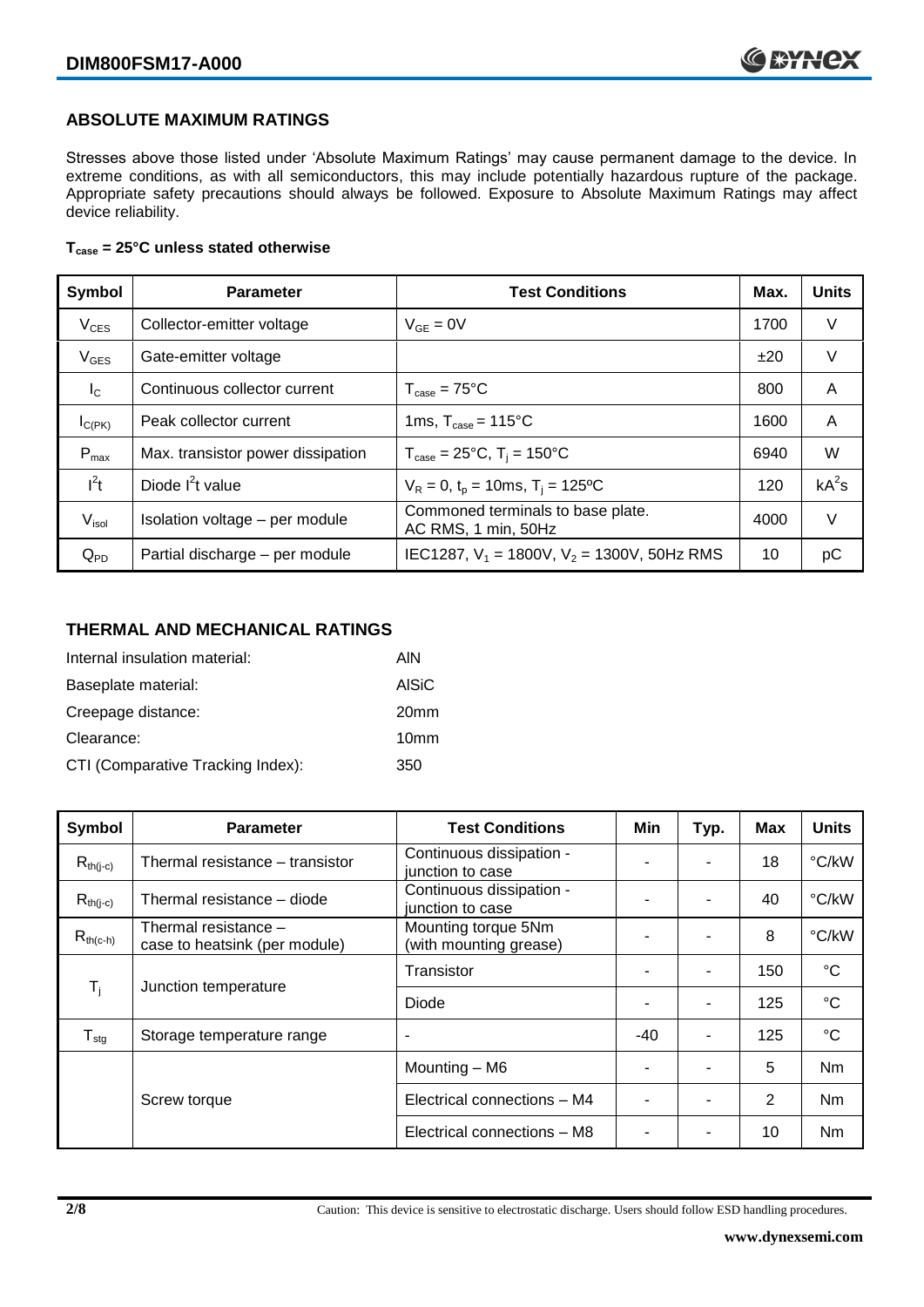## ABSOLUTE MAXIMUM RATINGS

Stresses above those listed under 'Absolute Maximum Ratings' may cause permanent damage to the device. In extreme conditions, as with all semiconductors, this may include potentially hazardous rupture of the package. Appropriate safety precautions should always be followed. Exposure to Absolute Maximum Ratings may affect device reliability.

**$T_{case}$ = 25°C unless stated otherwise**

| Symbol | Parameter | Test Conditions | Max. | Units |
|---|---|---|---|---|
| $V_{CES}$ | Collector-emitter voltage | $V_{GE}$ = 0V | 1700 | V |
| $V_{GES}$ | Gate-emitter voltage | | ±20 | V |
| $I_C$ | Continuous collector current | $T_{case}$ = 75°C | 800 | A |
| $I_{C(PK)}$ | Peak collector current | 1ms, $T_{case}$ = 115°C | 1600 | A |
| $P_{max}$ | Max. transistor power dissipation | $T_{case}$ = 25°C, $T_j$ = 150°C | 6940 | W |
| $I^2t$ | Diode $I^2t$ value | $V_R$ = 0, $t_p$ = 10ms, $T_j$ = 125ºC | 120 | $kA^2s$ |
| $V_{isol}$ | Isolation voltage – per module | Commoned terminals to base plate. AC RMS, 1 min, 50Hz | 4000 | V |
| $Q_{PD}$ | Partial discharge – per module | IEC1287, $V_1$ = 1800V, $V_2$ = 1300V, 50Hz RMS | 10 | pC |

## THERMAL AND MECHANICAL RATINGS

Internal insulation material: AlN

Baseplate material: AlSiC

Creepage distance: 20mm

Clearance: 10mm

CTI (Comparative Tracking Index): 350

| Symbol | Parameter | Test Conditions | Min | Typ. | Max | Units |
|---|---|---|---|---|---|---|
| $R_{th(j-c)}$ | Thermal resistance – transistor | Continuous dissipation - junction to case | - | - | 18 | °C/kW |
| $R_{th(j-c)}$ | Thermal resistance – diode | Continuous dissipation - junction to case | - | - | 40 | °C/kW |
| $R_{th(c-h)}$ | Thermal resistance – case to heatsink (per module) | Mounting torque 5Nm (with mounting grease) | - | - | 8 | °C/kW |
| $T_j$ | Junction temperature | Transistor | - | - | 150 | °C |
| | | Diode | - | - | 125 | °C |
| $T_{stg}$ | Storage temperature range | - | -40 | - | 125 | °C |
| | Screw torque | Mounting – M6 | - | - | 5 | Nm |
| | | Electrical connections – M4 | - | - | 2 | Nm |
| | | Electrical connections – M8 | - | - | 10 | Nm |

Caution: This device is sensitive to electrostatic discharge. Users should follow ESD handling procedures.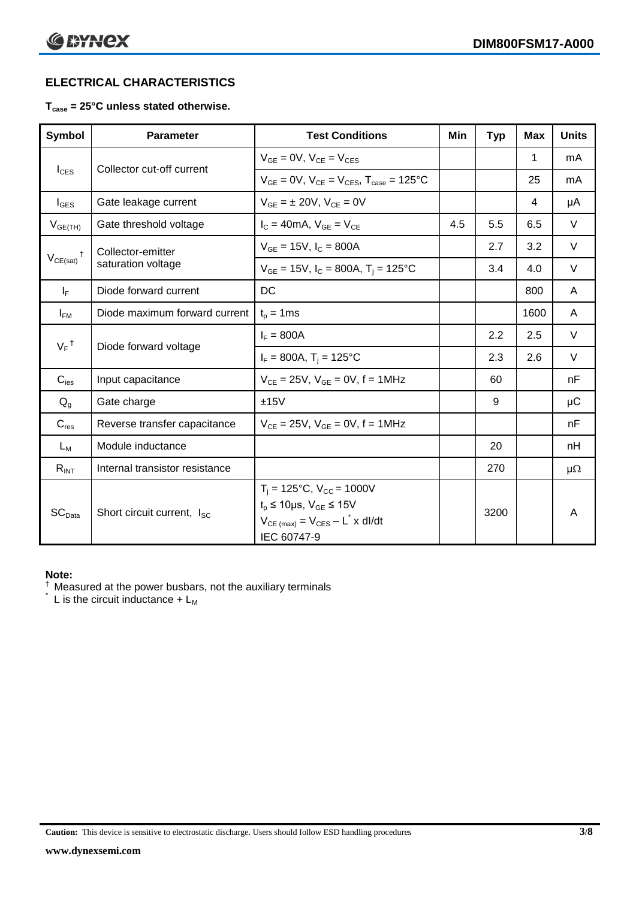## ELECTRICAL CHARACTERISTICS

**$T_{case}$ = 25°C unless stated otherwise.**

| Symbol | Parameter | Test Conditions | Min | Typ | Max | Units |
|---|---|---|---|---|---|---|
| $I_{CES}$ | Collector cut-off current | $V_{GE}$ = 0V, $V_{CE}$ = $V_{CES}$ | | | 1 | mA |
| | | $V_{GE}$ = 0V, $V_{CE}$ = $V_{CES}$, $T_{case}$ = 125°C | | | 25 | mA |
| $I_{GES}$ | Gate leakage current | $V_{GE}$ = ± 20V, $V_{CE}$ = 0V | | | 4 | μA |
| $V_{GE(TH)}$ | Gate threshold voltage | $I_C$ = 40mA, $V_{GE}$ = $V_{CE}$ | 4.5 | 5.5 | 6.5 | V |
| $V_{CE(sat)}$ † | Collector-emitter saturation voltage | $V_{GE}$ = 15V, $I_C$ = 800A | | 2.7 | 3.2 | V |
| | | $V_{GE}$ = 15V, $I_C$ = 800A, $T_j$ = 125°C | | 3.4 | 4.0 | V |
| $I_F$ | Diode forward current | DC | | | 800 | A |
| $I_{FM}$ | Diode maximum forward current | $t_p$ = 1ms | | | 1600 | A |
| $V_F$ † | Diode forward voltage | $I_F$ = 800A | | 2.2 | 2.5 | V |
| | | $I_F$ = 800A, $T_j$ = 125°C | | 2.3 | 2.6 | V |
| $C_{ies}$ | Input capacitance | $V_{CE}$ = 25V, $V_{GE}$ = 0V, f = 1MHz | | 60 | | nF |
| $Q_g$ | Gate charge | ±15V | | 9 | | μC |
| $C_{res}$ | Reverse transfer capacitance | $V_{CE}$ = 25V, $V_{GE}$ = 0V, f = 1MHz | | | | nF |
| $L_M$ | Module inductance | | | 20 | | nH |
| $R_{INT}$ | Internal transistor resistance | | | 270 | | μΩ |
| $SC_{Data}$ | Short circuit current, $I_{SC}$ | $T_j$ = 125°C, $V_{CC}$ = 1000V<br>$t_p$ ≤ 10μs, $V_{GE}$ ≤ 15V<br>$V_{CE\,(max)}$ = $V_{CES}$ – $L^*$ x dI/dt<br>IEC 60747-9 | | 3200 | | A |

**Note:**

† Measured at the power busbars, not the auxiliary terminals

\* L is the circuit inductance + $L_M$

**Caution:** This device is sensitive to electrostatic discharge. Users should follow ESD handling procedures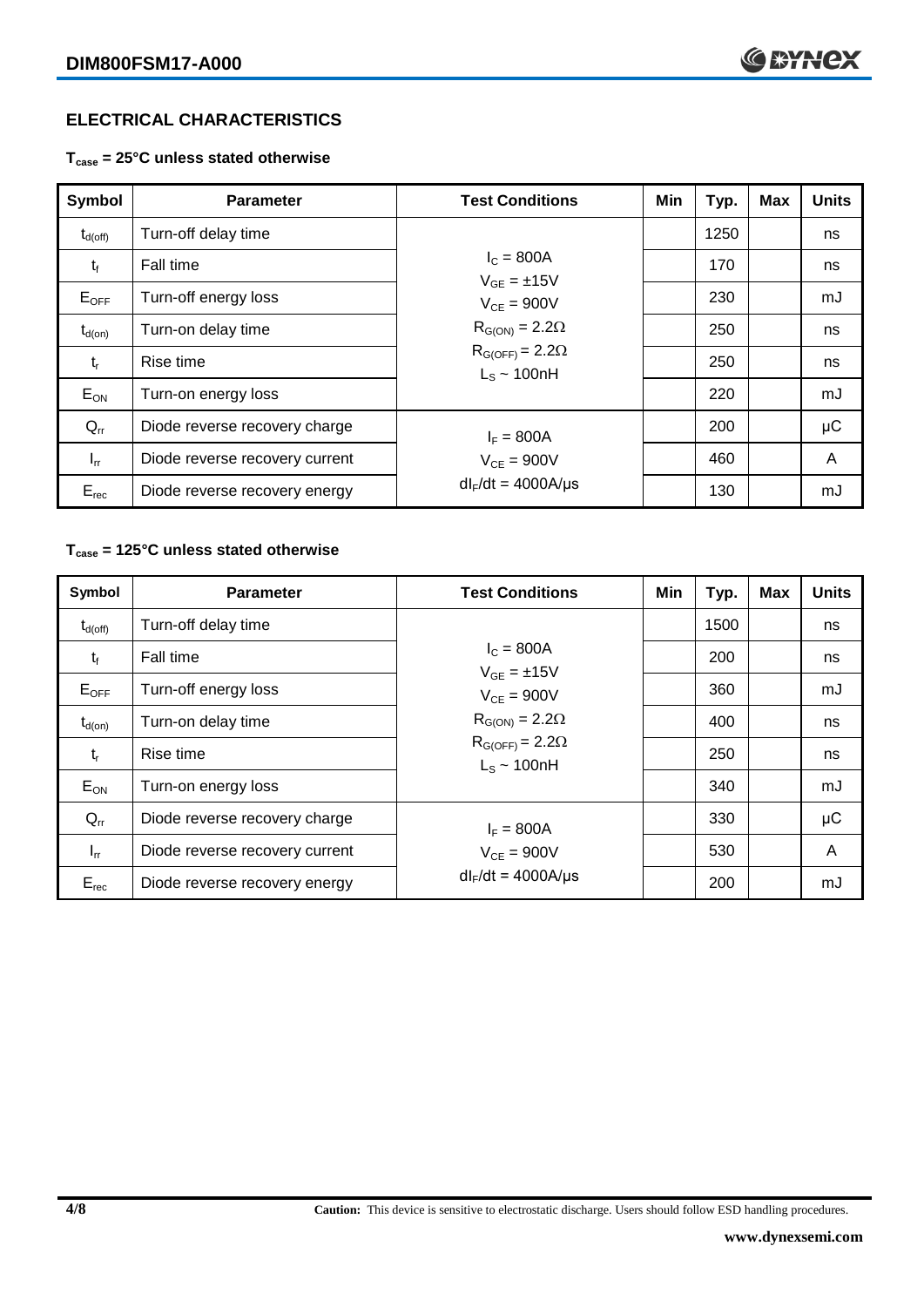## ELECTRICAL CHARACTERISTICS

**$T_{case}$ = 25°C unless stated otherwise**

| Symbol | Parameter | Test Conditions | Min | Typ. | Max | Units |
|---|---|---|---|---|---|---|
| $t_{d(off)}$ | Turn-off delay time | $I_C$ = 800A<br>$V_{GE}$ = ±15V<br>$V_{CE}$ = 900V<br>$R_{G(ON)}$ = 2.2Ω<br>$R_{G(OFF)}$ = 2.2Ω<br>$L_S$ ~ 100nH | | 1250 | | ns |
| $t_f$ | Fall time | | | 170 | | ns |
| $E_{OFF}$ | Turn-off energy loss | | | 230 | | mJ |
| $t_{d(on)}$ | Turn-on delay time | | | 250 | | ns |
| $t_r$ | Rise time | | | 250 | | ns |
| $E_{ON}$ | Turn-on energy loss | | | 220 | | mJ |
| $Q_{rr}$ | Diode reverse recovery charge | $I_F$ = 800A<br>$V_{CE}$ = 900V<br>$dI_F/dt$ = 4000A/µs | | 200 | | µC |
| $I_{rr}$ | Diode reverse recovery current | | | 460 | | A |
| $E_{rec}$ | Diode reverse recovery energy | | | 130 | | mJ |

**$T_{case}$ = 125°C unless stated otherwise**

| Symbol | Parameter | Test Conditions | Min | Typ. | Max | Units |
|---|---|---|---|---|---|---|
| $t_{d(off)}$ | Turn-off delay time | $I_C$ = 800A<br>$V_{GE}$ = ±15V<br>$V_{CE}$ = 900V<br>$R_{G(ON)}$ = 2.2Ω<br>$R_{G(OFF)}$ = 2.2Ω<br>$L_S$ ~ 100nH | | 1500 | | ns |
| $t_f$ | Fall time | | | 200 | | ns |
| $E_{OFF}$ | Turn-off energy loss | | | 360 | | mJ |
| $t_{d(on)}$ | Turn-on delay time | | | 400 | | ns |
| $t_r$ | Rise time | | | 250 | | ns |
| $E_{ON}$ | Turn-on energy loss | | | 340 | | mJ |
| $Q_{rr}$ | Diode reverse recovery charge | $I_F$ = 800A<br>$V_{CE}$ = 900V<br>$dI_F/dt$ = 4000A/µs | | 330 | | µC |
| $I_{rr}$ | Diode reverse recovery current | | | 530 | | A |
| $E_{rec}$ | Diode reverse recovery energy | | | 200 | | mJ |

**Caution:** This device is sensitive to electrostatic discharge. Users should follow ESD handling procedures.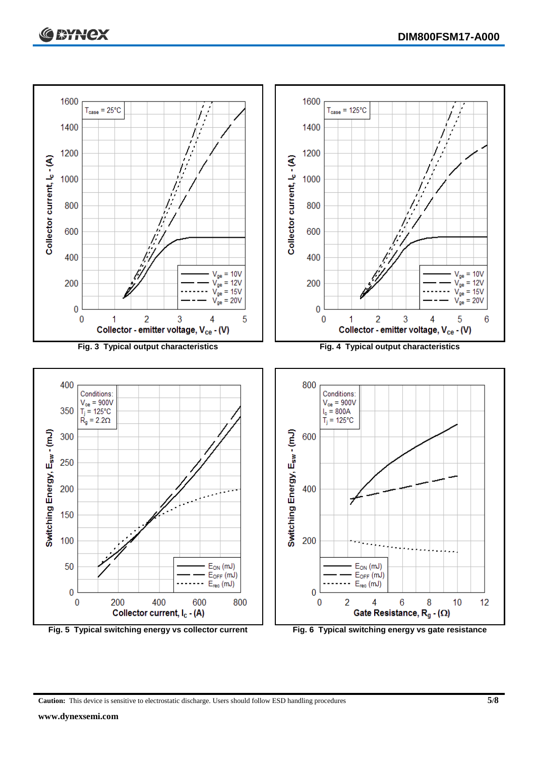Fig. 3 Typical output characteristics

Fig. 4 Typical output characteristics

Fig. 5 Typical switching energy vs collector current

Fig. 6 Typical switching energy vs gate resistance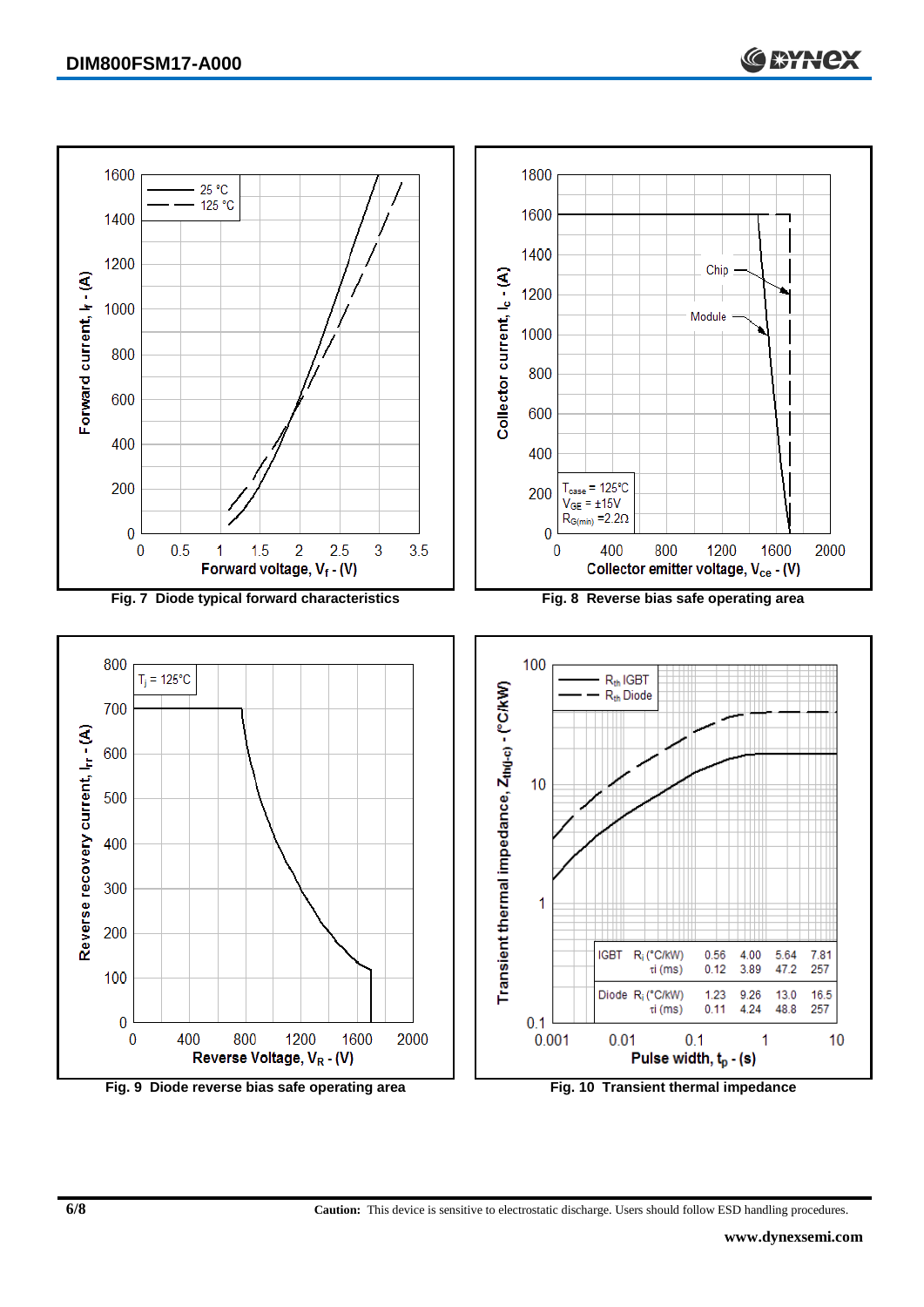Fig. 7 Diode typical forward characteristics

Fig. 8 Reverse bias safe operating area

Fig. 9 Diode reverse bias safe operating area

| | | | | | |
|---|---|---|---|---|---|
| IGBT | $R_i$ (°C/kW) | 0.56 | 4.00 | 5.64 | 7.81 |
| | τi (ms) | 0.12 | 3.89 | 47.2 | 257 |
| Diode | $R_i$ (°C/kW) | 1.23 | 9.26 | 13.0 | 16.5 |
| | τi (ms) | 0.11 | 4.24 | 48.8 | 257 |

Fig. 10 Transient thermal impedance

**Caution:** This device is sensitive to electrostatic discharge. Users should follow ESD handling procedures.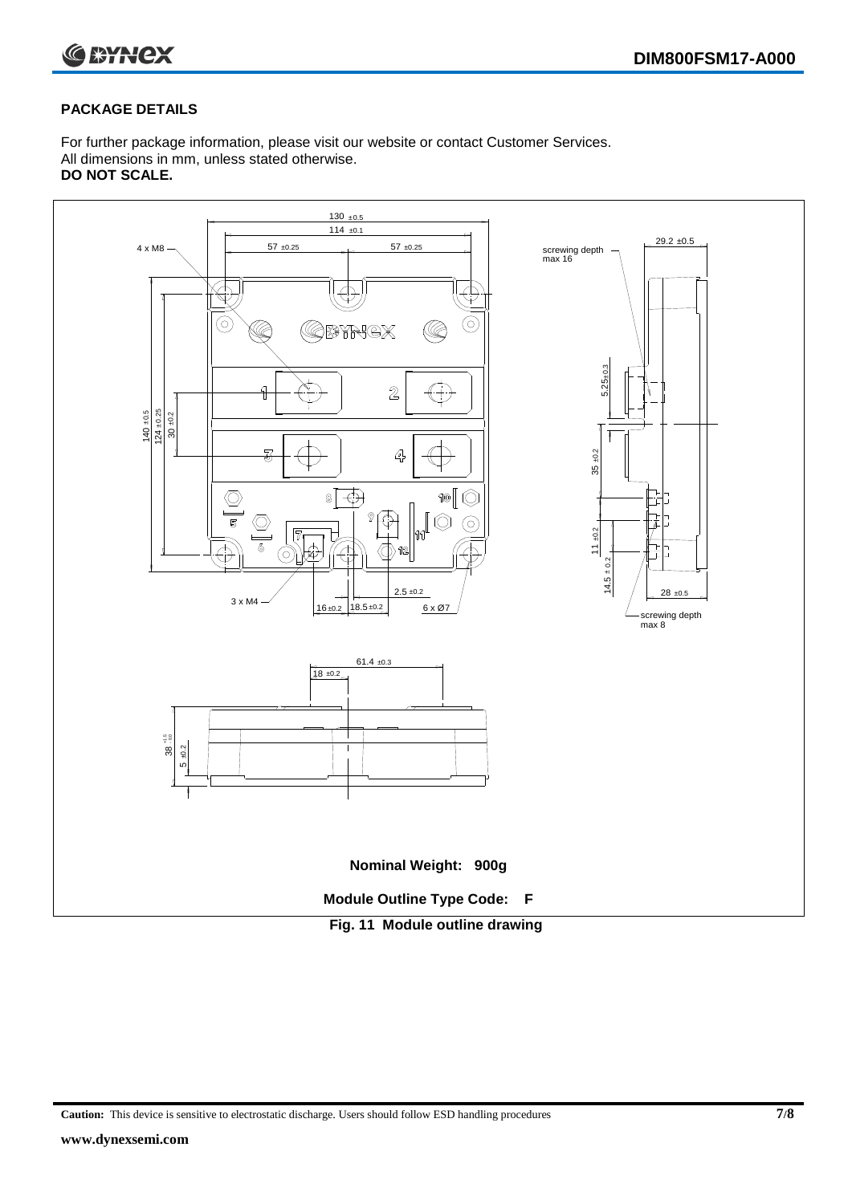## PACKAGE DETAILS

For further package information, please visit our website or contact Customer Services.
All dimensions in mm, unless stated otherwise.
**DO NOT SCALE.**

**Nominal Weight: 900g**

**Module Outline Type Code: F**

**Fig. 11 Module outline drawing**

**Caution:** This device is sensitive to electrostatic discharge. Users should follow ESD handling procedures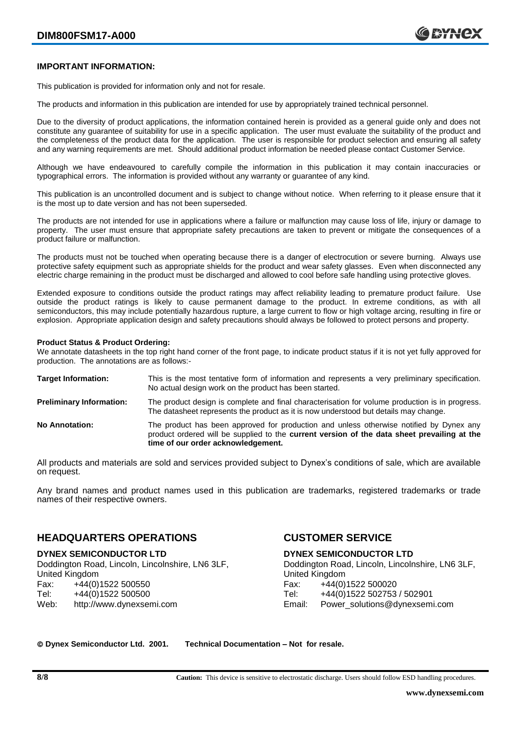**IMPORTANT INFORMATION:**

This publication is provided for information only and not for resale.

The products and information in this publication are intended for use by appropriately trained technical personnel.

Due to the diversity of product applications, the information contained herein is provided as a general guide only and does not constitute any guarantee of suitability for use in a specific application. The user must evaluate the suitability of the product and the completeness of the product data for the application. The user is responsible for product selection and ensuring all safety and any warning requirements are met. Should additional product information be needed please contact Customer Service.

Although we have endeavoured to carefully compile the information in this publication it may contain inaccuracies or typographical errors. The information is provided without any warranty or guarantee of any kind.

This publication is an uncontrolled document and is subject to change without notice. When referring to it please ensure that it is the most up to date version and has not been superseded.

The products are not intended for use in applications where a failure or malfunction may cause loss of life, injury or damage to property. The user must ensure that appropriate safety precautions are taken to prevent or mitigate the consequences of a product failure or malfunction.

The products must not be touched when operating because there is a danger of electrocution or severe burning. Always use protective safety equipment such as appropriate shields for the product and wear safety glasses. Even when disconnected any electric charge remaining in the product must be discharged and allowed to cool before safe handling using protective gloves.

Extended exposure to conditions outside the product ratings may affect reliability leading to premature product failure. Use outside the product ratings is likely to cause permanent damage to the product. In extreme conditions, as with all semiconductors, this may include potentially hazardous rupture, a large current to flow or high voltage arcing, resulting in fire or explosion. Appropriate application design and safety precautions should always be followed to protect persons and property.

**Product Status & Product Ordering:**

We annotate datasheets in the top right hand corner of the front page, to indicate product status if it is not yet fully approved for production. The annotations are as follows:-

| | |
|---|---|
| **Target Information:** | This is the most tentative form of information and represents a very preliminary specification. No actual design work on the product has been started. |
| **Preliminary Information:** | The product design is complete and final characterisation for volume production is in progress. The datasheet represents the product as it is now understood but details may change. |
| **No Annotation:** | The product has been approved for production and unless otherwise notified by Dynex any product ordered will be supplied to the **current version of the data sheet prevailing at the time of our order acknowledgement.** |

All products and materials are sold and services provided subject to Dynex's conditions of sale, which are available on request.

Any brand names and product names used in this publication are trademarks, registered trademarks or trade names of their respective owners.

## HEADQUARTERS OPERATIONS

**DYNEX SEMICONDUCTOR LTD**

Doddington Road, Lincoln, Lincolnshire, LN6 3LF,
United Kingdom
Fax: +44(0)1522 500550
Tel: +44(0)1522 500500
Web: http://www.dynexsemi.com

## CUSTOMER SERVICE

**DYNEX SEMICONDUCTOR LTD**

Doddington Road, Lincoln, Lincolnshire, LN6 3LF,
United Kingdom
Fax: +44(0)1522 500020
Tel: +44(0)1522 502753 / 502901
Email: Power_solutions@dynexsemi.com

**© Dynex Semiconductor Ltd. 2001. Technical Documentation – Not for resale.**

**Caution:** This device is sensitive to electrostatic discharge. Users should follow ESD handling procedures.